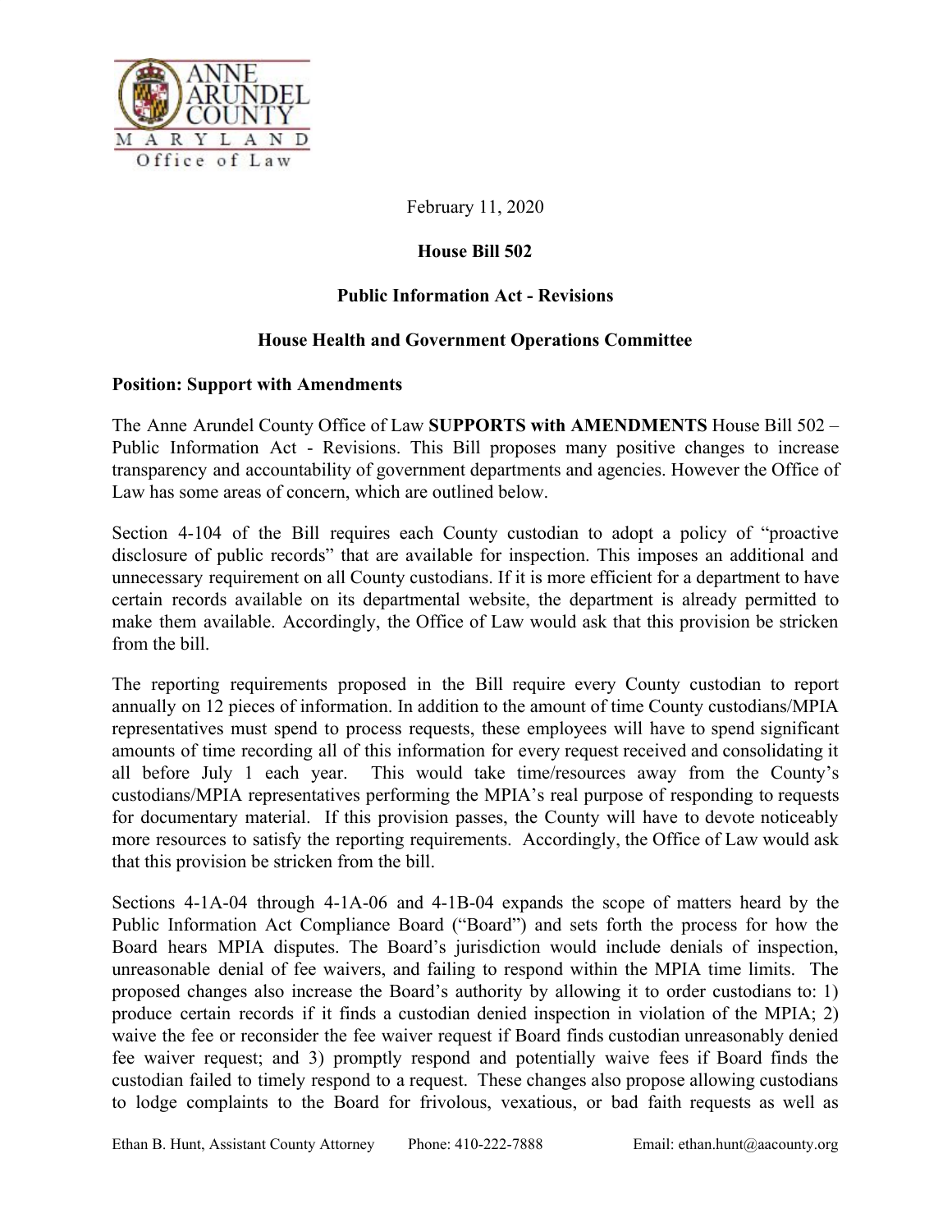February 11, 2020

**House Bill 502**

**Public Information Act - Revisions**

**House Health and Government Operations Committee**

**Position: Support with Amendments**

The Anne Arundel County Office of Law **SUPPORTS with AMENDMENTS** House Bill 502 – Public Information Act - Revisions. This Bill proposes many positive changes to increase transparency and accountability of government departments and agencies. However the Office of Law has some areas of concern, which are outlined below.

Section 4-104 of the Bill requires each County custodian to adopt a policy of "proactive disclosure of public records" that are available for inspection. This imposes an additional and unnecessary requirement on all County custodians. If it is more efficient for a department to have certain records available on its departmental website, the department is already permitted to make them available. Accordingly, the Office of Law would ask that this provision be stricken from the bill.

The reporting requirements proposed in the Bill require every County custodian to report annually on 12 pieces of information. In addition to the amount of time County custodians/MPIA representatives must spend to process requests, these employees will have to spend significant amounts of time recording all of this information for every request received and consolidating it all before July 1 each year. This would take time/resources away from the County's custodians/MPIA representatives performing the MPIA's real purpose of responding to requests for documentary material. If this provision passes, the County will have to devote noticeably more resources to satisfy the reporting requirements. Accordingly, the Office of Law would ask that this provision be stricken from the bill.

Sections 4-1A-04 through 4-1A-06 and 4-1B-04 expands the scope of matters heard by the Public Information Act Compliance Board ("Board") and sets forth the process for how the Board hears MPIA disputes. The Board's jurisdiction would include denials of inspection, unreasonable denial of fee waivers, and failing to respond within the MPIA time limits. The proposed changes also increase the Board's authority by allowing it to order custodians to: 1) produce certain records if it finds a custodian denied inspection in violation of the MPIA; 2) waive the fee or reconsider the fee waiver request if Board finds custodian unreasonably denied fee waiver request; and 3) promptly respond and potentially waive fees if Board finds the custodian failed to timely respond to a request. These changes also propose allowing custodians to lodge complaints to the Board for frivolous, vexatious, or bad faith requests as well as

Ethan B. Hunt, Assistant County Attorney Phone: 410-222-7888 Email: ethan.hunt@aacounty.org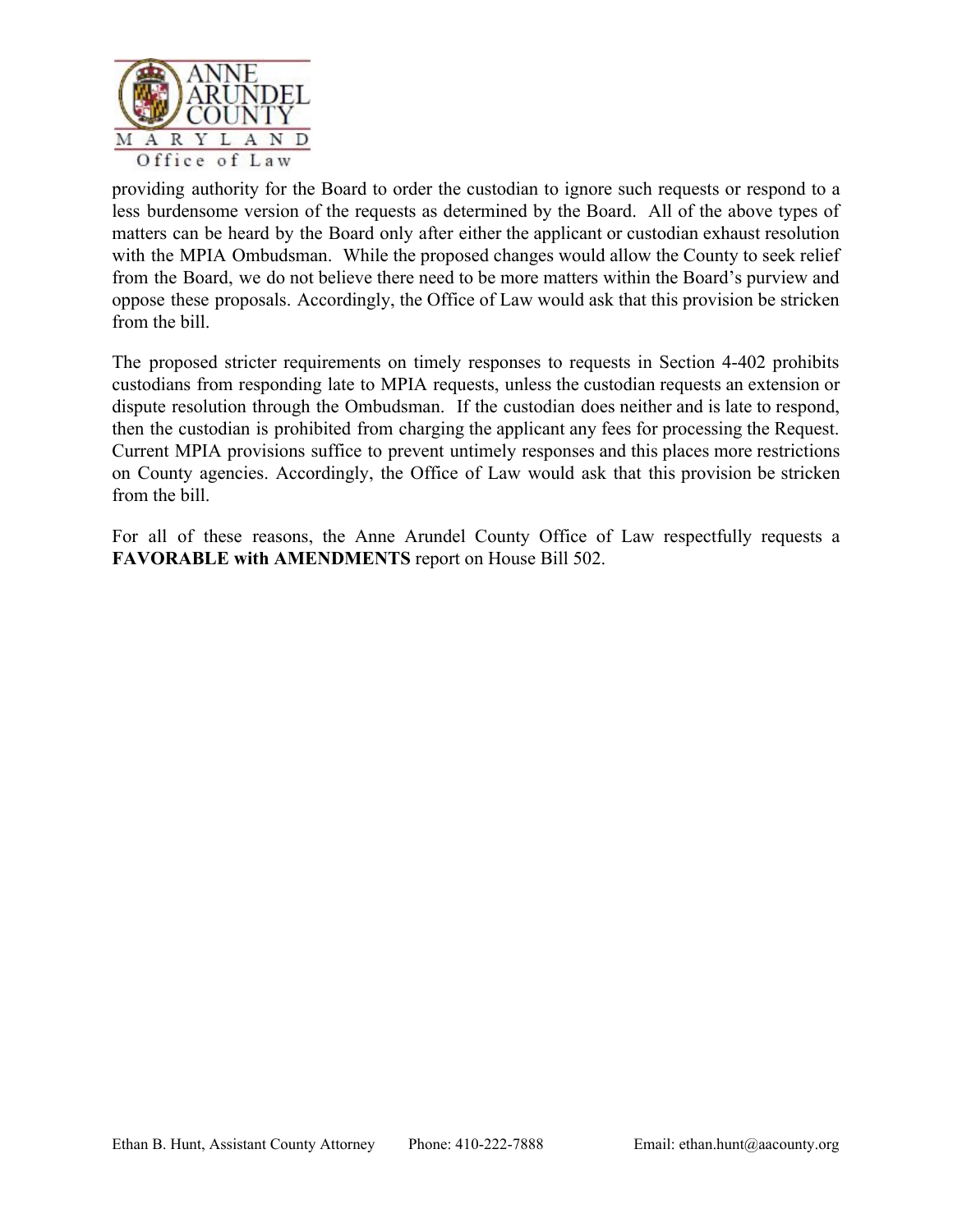providing authority for the Board to order the custodian to ignore such requests or respond to a less burdensome version of the requests as determined by the Board. All of the above types of matters can be heard by the Board only after either the applicant or custodian exhaust resolution with the MPIA Ombudsman. While the proposed changes would allow the County to seek relief from the Board, we do not believe there need to be more matters within the Board's purview and oppose these proposals. Accordingly, the Office of Law would ask that this provision be stricken from the bill.

The proposed stricter requirements on timely responses to requests in Section 4-402 prohibits custodians from responding late to MPIA requests, unless the custodian requests an extension or dispute resolution through the Ombudsman. If the custodian does neither and is late to respond, then the custodian is prohibited from charging the applicant any fees for processing the Request. Current MPIA provisions suffice to prevent untimely responses and this places more restrictions on County agencies. Accordingly, the Office of Law would ask that this provision be stricken from the bill.

For all of these reasons, the Anne Arundel County Office of Law respectfully requests a **FAVORABLE with AMENDMENTS** report on House Bill 502.